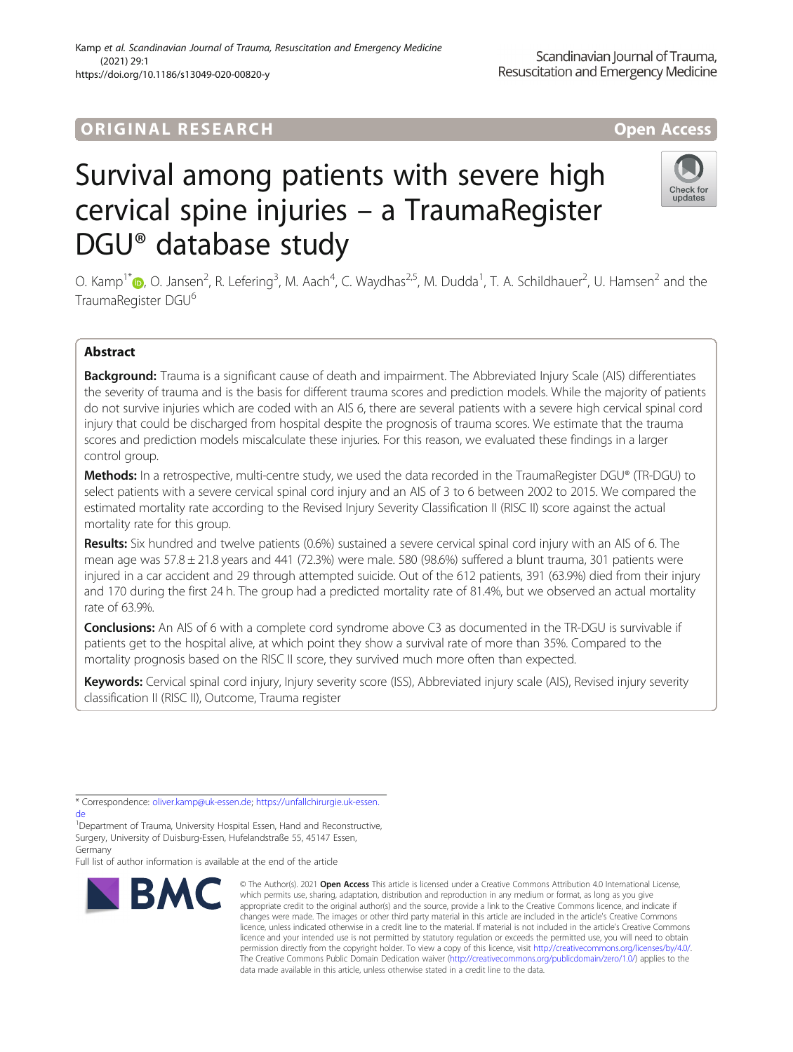ORIGINAL RESEARCH

Open Access

# Survival among patients with severe high cervical spine injuries – a TraumaRegister DGU® database study

O. Kamp[1*], O. Jansen[2], R. Lefering[3], M. Aach[4], C. Waydhas[2,5], M. Dudda[1], T. A. Schildhauer[2], U. Hamsen[2] and the TraumaRegister DGU[6]

## Abstract

**Background:** Trauma is a significant cause of death and impairment. The Abbreviated Injury Scale (AIS) differentiates the severity of trauma and is the basis for different trauma scores and prediction models. While the majority of patients do not survive injuries which are coded with an AIS 6, there are several patients with a severe high cervical spinal cord injury that could be discharged from hospital despite the prognosis of trauma scores. We estimate that the trauma scores and prediction models miscalculate these injuries. For this reason, we evaluated these findings in a larger control group.

**Methods:** In a retrospective, multi-centre study, we used the data recorded in the TraumaRegister DGU® (TR-DGU) to select patients with a severe cervical spinal cord injury and an AIS of 3 to 6 between 2002 to 2015. We compared the estimated mortality rate according to the Revised Injury Severity Classification II (RISC II) score against the actual mortality rate for this group.

**Results:** Six hundred and twelve patients (0.6%) sustained a severe cervical spinal cord injury with an AIS of 6. The mean age was 57.8 ± 21.8 years and 441 (72.3%) were male. 580 (98.6%) suffered a blunt trauma, 301 patients were injured in a car accident and 29 through attempted suicide. Out of the 612 patients, 391 (63.9%) died from their injury and 170 during the first 24 h. The group had a predicted mortality rate of 81.4%, but we observed an actual mortality rate of 63.9%.

**Conclusions:** An AIS of 6 with a complete cord syndrome above C3 as documented in the TR-DGU is survivable if patients get to the hospital alive, at which point they show a survival rate of more than 35%. Compared to the mortality prognosis based on the RISC II score, they survived much more often than expected.

**Keywords:** Cervical spinal cord injury, Injury severity score (ISS), Abbreviated injury scale (AIS), Revised injury severity classification II (RISC II), Outcome, Trauma register

---

\* Correspondence: oliver.kamp@uk-essen.de; https://unfallchirurgie.uk-essen.de

[1]Department of Trauma, University Hospital Essen, Hand and Reconstructive, Surgery, University of Duisburg-Essen, Hufelandstraße 55, 45147 Essen, Germany

Full list of author information is available at the end of the article

© The Author(s). 2021 **Open Access** This article is licensed under a Creative Commons Attribution 4.0 International License, which permits use, sharing, adaptation, distribution and reproduction in any medium or format, as long as you give appropriate credit to the original author(s) and the source, provide a link to the Creative Commons licence, and indicate if changes were made. The images or other third party material in this article are included in the article's Creative Commons licence, unless indicated otherwise in a credit line to the material. If material is not included in the article's Creative Commons licence and your intended use is not permitted by statutory regulation or exceeds the permitted use, you will need to obtain permission directly from the copyright holder. To view a copy of this licence, visit http://creativecommons.org/licenses/by/4.0/. The Creative Commons Public Domain Dedication waiver (http://creativecommons.org/publicdomain/zero/1.0/) applies to the data made available in this article, unless otherwise stated in a credit line to the data.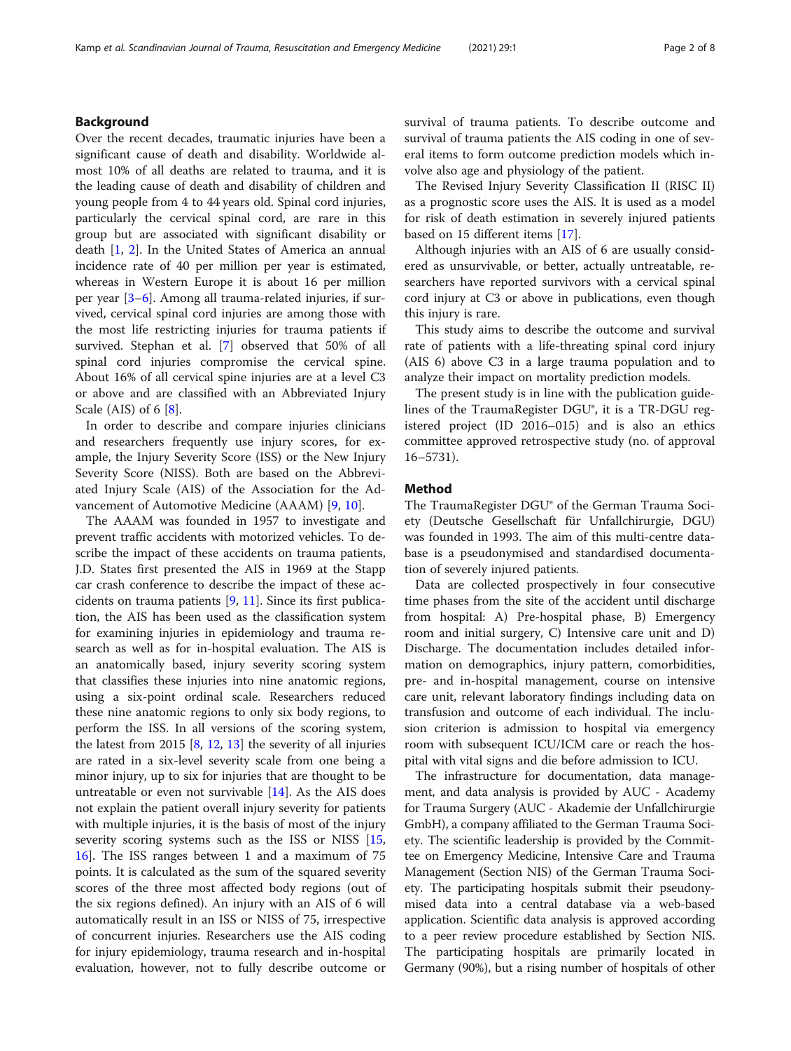## Background

Over the recent decades, traumatic injuries have been a significant cause of death and disability. Worldwide almost 10% of all deaths are related to trauma, and it is the leading cause of death and disability of children and young people from 4 to 44 years old. Spinal cord injuries, particularly the cervical spinal cord, are rare in this group but are associated with significant disability or death [1, 2]. In the United States of America an annual incidence rate of 40 per million per year is estimated, whereas in Western Europe it is about 16 per million per year [3–6]. Among all trauma-related injuries, if survived, cervical spinal cord injuries are among those with the most life restricting injuries for trauma patients if survived. Stephan et al. [7] observed that 50% of all spinal cord injuries compromise the cervical spine. About 16% of all cervical spine injuries are at a level C3 or above and are classified with an Abbreviated Injury Scale (AIS) of 6 [8].

In order to describe and compare injuries clinicians and researchers frequently use injury scores, for example, the Injury Severity Score (ISS) or the New Injury Severity Score (NISS). Both are based on the Abbreviated Injury Scale (AIS) of the Association for the Advancement of Automotive Medicine (AAAM) [9, 10].

The AAAM was founded in 1957 to investigate and prevent traffic accidents with motorized vehicles. To describe the impact of these accidents on trauma patients, J.D. States first presented the AIS in 1969 at the Stapp car crash conference to describe the impact of these accidents on trauma patients [9, 11]. Since its first publication, the AIS has been used as the classification system for examining injuries in epidemiology and trauma research as well as for in-hospital evaluation. The AIS is an anatomically based, injury severity scoring system that classifies these injuries into nine anatomic regions, using a six-point ordinal scale. Researchers reduced these nine anatomic regions to only six body regions, to perform the ISS. In all versions of the scoring system, the latest from 2015 [8, 12, 13] the severity of all injuries are rated in a six-level severity scale from one being a minor injury, up to six for injuries that are thought to be untreatable or even not survivable [14]. As the AIS does not explain the patient overall injury severity for patients with multiple injuries, it is the basis of most of the injury severity scoring systems such as the ISS or NISS [15, 16]. The ISS ranges between 1 and a maximum of 75 points. It is calculated as the sum of the squared severity scores of the three most affected body regions (out of the six regions defined). An injury with an AIS of 6 will automatically result in an ISS or NISS of 75, irrespective of concurrent injuries. Researchers use the AIS coding for injury epidemiology, trauma research and in-hospital evaluation, however, not to fully describe outcome or survival of trauma patients. To describe outcome and survival of trauma patients the AIS coding in one of several items to form outcome prediction models which involve also age and physiology of the patient.

The Revised Injury Severity Classification II (RISC II) as a prognostic score uses the AIS. It is used as a model for risk of death estimation in severely injured patients based on 15 different items [17].

Although injuries with an AIS of 6 are usually considered as unsurvivable, or better, actually untreatable, researchers have reported survivors with a cervical spinal cord injury at C3 or above in publications, even though this injury is rare.

This study aims to describe the outcome and survival rate of patients with a life-threating spinal cord injury (AIS 6) above C3 in a large trauma population and to analyze their impact on mortality prediction models.

The present study is in line with the publication guidelines of the TraumaRegister DGU®, it is a TR-DGU registered project (ID 2016–015) and is also an ethics committee approved retrospective study (no. of approval 16–5731).

## Method

The TraumaRegister DGU® of the German Trauma Society (Deutsche Gesellschaft für Unfallchirurgie, DGU) was founded in 1993. The aim of this multi-centre database is a pseudonymised and standardised documentation of severely injured patients.

Data are collected prospectively in four consecutive time phases from the site of the accident until discharge from hospital: A) Pre-hospital phase, B) Emergency room and initial surgery, C) Intensive care unit and D) Discharge. The documentation includes detailed information on demographics, injury pattern, comorbidities, pre- and in-hospital management, course on intensive care unit, relevant laboratory findings including data on transfusion and outcome of each individual. The inclusion criterion is admission to hospital via emergency room with subsequent ICU/ICM care or reach the hospital with vital signs and die before admission to ICU.

The infrastructure for documentation, data management, and data analysis is provided by AUC - Academy for Trauma Surgery (AUC - Akademie der Unfallchirurgie GmbH), a company affiliated to the German Trauma Society. The scientific leadership is provided by the Committee on Emergency Medicine, Intensive Care and Trauma Management (Section NIS) of the German Trauma Society. The participating hospitals submit their pseudonymised data into a central database via a web-based application. Scientific data analysis is approved according to a peer review procedure established by Section NIS. The participating hospitals are primarily located in Germany (90%), but a rising number of hospitals of other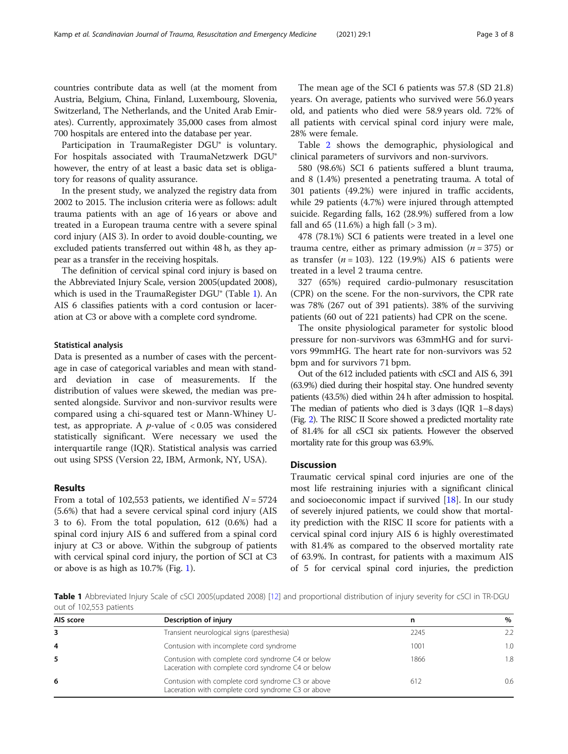countries contribute data as well (at the moment from Austria, Belgium, China, Finland, Luxembourg, Slovenia, Switzerland, The Netherlands, and the United Arab Emirates). Currently, approximately 35,000 cases from almost 700 hospitals are entered into the database per year.

Participation in TraumaRegister DGU® is voluntary. For hospitals associated with TraumaNetzwerk DGU® however, the entry of at least a basic data set is obligatory for reasons of quality assurance.

In the present study, we analyzed the registry data from 2002 to 2015. The inclusion criteria were as follows: adult trauma patients with an age of 16 years or above and treated in a European trauma centre with a severe spinal cord injury (AIS 3). In order to avoid double-counting, we excluded patients transferred out within 48 h, as they appear as a transfer in the receiving hospitals.

The definition of cervical spinal cord injury is based on the Abbreviated Injury Scale, version 2005(updated 2008), which is used in the TraumaRegister DGU® (Table 1). An AIS 6 classifies patients with a cord contusion or laceration at C3 or above with a complete cord syndrome.

### Statistical analysis

Data is presented as a number of cases with the percentage in case of categorical variables and mean with standard deviation in case of measurements. If the distribution of values were skewed, the median was presented alongside. Survivor and non-survivor results were compared using a chi-squared test or Mann-Whiney U-test, as appropriate. A $p$-value of $< 0.05$ was considered statistically significant. Were necessary we used the interquartile range (IQR). Statistical analysis was carried out using SPSS (Version 22, IBM, Armonk, NY, USA).

## Results

From a total of 102,553 patients, we identified $N = 5724$ (5.6%) that had a severe cervical spinal cord injury (AIS 3 to 6). From the total population, 612 (0.6%) had a spinal cord injury AIS 6 and suffered from a spinal cord injury at C3 or above. Within the subgroup of patients with cervical spinal cord injury, the portion of SCI at C3 or above is as high as 10.7% (Fig. 1).

The mean age of the SCI 6 patients was 57.8 (SD 21.8) years. On average, patients who survived were 56.0 years old, and patients who died were 58.9 years old. 72% of all patients with cervical spinal cord injury were male, 28% were female.

Table 2 shows the demographic, physiological and clinical parameters of survivors and non-survivors.

580 (98.6%) SCI 6 patients suffered a blunt trauma, and 8 (1.4%) presented a penetrating trauma. A total of 301 patients (49.2%) were injured in traffic accidents, while 29 patients (4.7%) were injured through attempted suicide. Regarding falls, 162 (28.9%) suffered from a low fall and 65 (11.6%) a high fall (> 3 m).

478 (78.1%) SCI 6 patients were treated in a level one trauma centre, either as primary admission ($n = 375$) or as transfer ($n = 103$). 122 (19.9%) AIS 6 patients were treated in a level 2 trauma centre.

327 (65%) required cardio-pulmonary resuscitation (CPR) on the scene. For the non-survivors, the CPR rate was 78% (267 out of 391 patients). 38% of the surviving patients (60 out of 221 patients) had CPR on the scene.

The onsite physiological parameter for systolic blood pressure for non-survivors was 63mmHG and for survivors 99mmHG. The heart rate for non-survivors was 52 bpm and for survivors 71 bpm.

Out of the 612 included patients with cSCI and AIS 6, 391 (63.9%) died during their hospital stay. One hundred seventy patients (43.5%) died within 24 h after admission to hospital. The median of patients who died is 3 days (IQR 1–8 days) (Fig. 2). The RISC II Score showed a predicted mortality rate of 81.4% for all cSCI six patients. However the observed mortality rate for this group was 63.9%.

## Discussion

Traumatic cervical spinal cord injuries are one of the most life restraining injuries with a significant clinical and socioeconomic impact if survived [18]. In our study of severely injured patients, we could show that mortality prediction with the RISC II score for patients with a cervical spinal cord injury AIS 6 is highly overestimated with 81.4% as compared to the observed mortality rate of 63.9%. In contrast, for patients with a maximum AIS of 5 for cervical spinal cord injuries, the prediction

**Table 1** Abbreviated Injury Scale of cSCI 2005(updated 2008) [12] and proportional distribution of injury severity for cSCI in TR-DGU out of 102,553 patients

| AIS score | Description of injury | n | % |
|---|---|---|---|
| 3 | Transient neurological signs (paresthesia) | 2245 | 2.2 |
| 4 | Contusion with incomplete cord syndrome | 1001 | 1.0 |
| 5 | Contusion with complete cord syndrome C4 or below<br>Laceration with complete cord syndrome C4 or below | 1866 | 1.8 |
| 6 | Contusion with complete cord syndrome C3 or above<br>Laceration with complete cord syndrome C3 or above | 612 | 0.6 |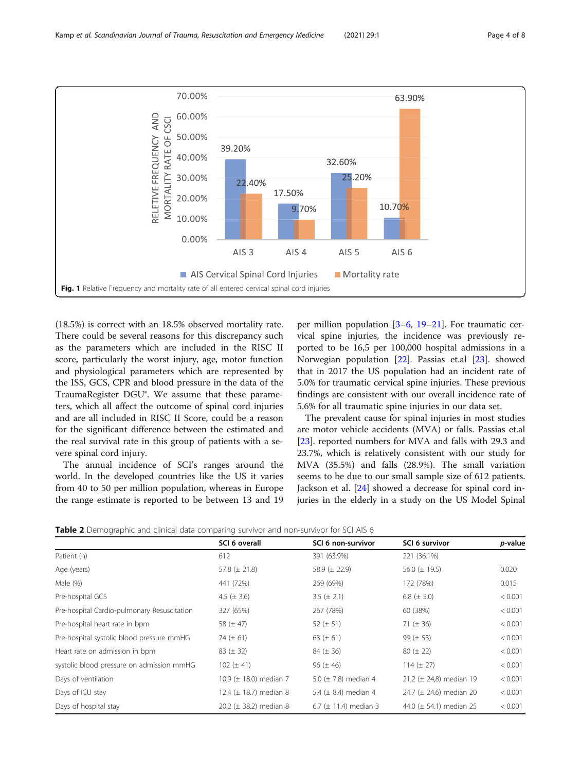Fig. 1 Relative Frequency and mortality rate of all entered cervical spinal cord injuries

(18.5%) is correct with an 18.5% observed mortality rate. There could be several reasons for this discrepancy such as the parameters which are included in the RISC II score, particularly the worst injury, age, motor function and physiological parameters which are represented by the ISS, GCS, CPR and blood pressure in the data of the TraumaRegister DGU®. We assume that these parameters, which all affect the outcome of spinal cord injuries and are all included in RISC II Score, could be a reason for the significant difference between the estimated and the real survival rate in this group of patients with a severe spinal cord injury.

The annual incidence of SCI's ranges around the world. In the developed countries like the US it varies from 40 to 50 per million population, whereas in Europe the range estimate is reported to be between 13 and 19 per million population [3–6, 19–21]. For traumatic cervical spine injuries, the incidence was previously reported to be 16,5 per 100,000 hospital admissions in a Norwegian population [22]. Passias et.al [23]. showed that in 2017 the US population had an incident rate of 5.0% for traumatic cervical spine injuries. These previous findings are consistent with our overall incidence rate of 5.6% for all traumatic spine injuries in our data set.

The prevalent cause for spinal injuries in most studies are motor vehicle accidents (MVA) or falls. Passias et.al [23]. reported numbers for MVA and falls with 29.3 and 23.7%, which is relatively consistent with our study for MVA (35.5%) and falls (28.9%). The small variation seems to be due to our small sample size of 612 patients. Jackson et al. [24] showed a decrease for spinal cord injuries in the elderly in a study on the US Model Spinal

**Table 2** Demographic and clinical data comparing survivor and non-survivor for SCI AIS 6

| | SCI 6 overall | SCI 6 non-survivor | SCI 6 survivor | *p*-value |
|---|---|---|---|---|
| Patient (n) | 612 | 391 (63.9%) | 221 (36.1%) | |
| Age (years) | 57.8 (± 21.8) | 58.9 (± 22.9) | 56.0 (± 19.5) | 0.020 |
| Male (%) | 441 (72%) | 269 (69%) | 172 (78%) | 0.015 |
| Pre-hospital GCS | 4.5 (± 3.6) | 3.5 (± 2.1) | 6.8 (± 5.0) | < 0.001 |
| Pre-hospital Cardio-pulmonary Resuscitation | 327 (65%) | 267 (78%) | 60 (38%) | < 0.001 |
| Pre-hospital heart rate in bpm | 58 (± 47) | 52 (± 51) | 71 (± 36) | < 0.001 |
| Pre-hospital systolic blood pressure mmHG | 74 (± 61) | 63 (± 61) | 99 (± 53) | < 0.001 |
| Heart rate on admission in bpm | 83 (± 32) | 84 (± 36) | 80 (± 22) | < 0.001 |
| systolic blood pressure on admission mmHG | 102 (± 41) | 96 (± 46) | 114 (± 27) | < 0.001 |
| Days of ventilation | 10,9 (± 18.0) median 7 | 5.0 (± 7.8) median 4 | 21,2 (± 24,8) median 19 | < 0.001 |
| Days of ICU stay | 12.4 (± 18.7) median 8 | 5.4 (± 8.4) median 4 | 24.7 (± 24.6) median 20 | < 0.001 |
| Days of hospital stay | 20.2 (± 38.2) median 8 | 6.7 (± 11.4) median 3 | 44.0 (± 54.1) median 25 | < 0.001 |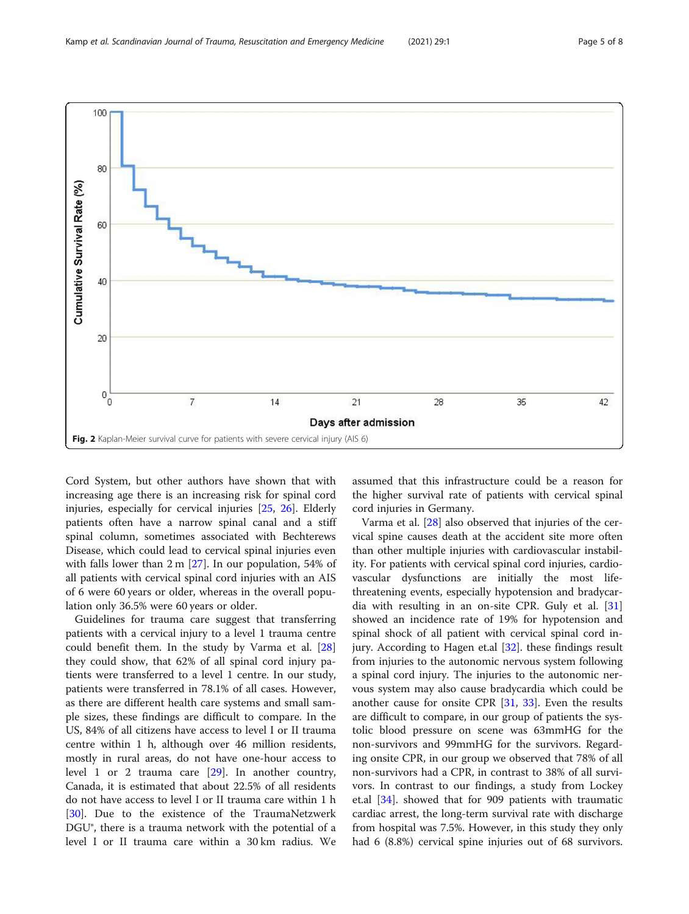Fig. 2 Kaplan-Meier survival curve for patients with severe cervical injury (AIS 6)

Cord System, but other authors have shown that with increasing age there is an increasing risk for spinal cord injuries, especially for cervical injuries [25, 26]. Elderly patients often have a narrow spinal canal and a stiff spinal column, sometimes associated with Bechterews Disease, which could lead to cervical spinal injuries even with falls lower than 2 m [27]. In our population, 54% of all patients with cervical spinal cord injuries with an AIS of 6 were 60 years or older, whereas in the overall population only 36.5% were 60 years or older.

Guidelines for trauma care suggest that transferring patients with a cervical injury to a level 1 trauma centre could benefit them. In the study by Varma et al. [28] they could show, that 62% of all spinal cord injury patients were transferred to a level 1 centre. In our study, patients were transferred in 78.1% of all cases. However, as there are different health care systems and small sample sizes, these findings are difficult to compare. In the US, 84% of all citizens have access to level I or II trauma centre within 1 h, although over 46 million residents, mostly in rural areas, do not have one-hour access to level 1 or 2 trauma care [29]. In another country, Canada, it is estimated that about 22.5% of all residents do not have access to level I or II trauma care within 1 h [30]. Due to the existence of the TraumaNetzwerk DGU®, there is a trauma network with the potential of a level I or II trauma care within a 30 km radius. We assumed that this infrastructure could be a reason for the higher survival rate of patients with cervical spinal cord injuries in Germany.

Varma et al. [28] also observed that injuries of the cervical spine causes death at the accident site more often than other multiple injuries with cardiovascular instability. For patients with cervical spinal cord injuries, cardiovascular dysfunctions are initially the most life-threatening events, especially hypotension and bradycardia with resulting in an on-site CPR. Guly et al. [31] showed an incidence rate of 19% for hypotension and spinal shock of all patient with cervical spinal cord injury. According to Hagen et.al [32]. these findings result from injuries to the autonomic nervous system following a spinal cord injury. The injuries to the autonomic nervous system may also cause bradycardia which could be another cause for onsite CPR [31, 33]. Even the results are difficult to compare, in our group of patients the systolic blood pressure on scene was 63mmHG for the non-survivors and 99mmHG for the survivors. Regarding onsite CPR, in our group we observed that 78% of all non-survivors had a CPR, in contrast to 38% of all survivors. In contrast to our findings, a study from Lockey et.al [34]. showed that for 909 patients with traumatic cardiac arrest, the long-term survival rate with discharge from hospital was 7.5%. However, in this study they only had 6 (8.8%) cervical spine injuries out of 68 survivors.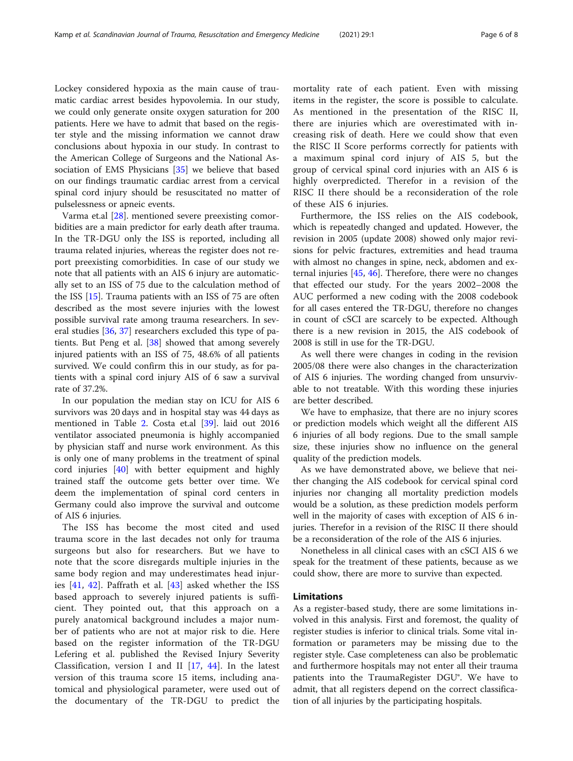Lockey considered hypoxia as the main cause of traumatic cardiac arrest besides hypovolemia. In our study, we could only generate onsite oxygen saturation for 200 patients. Here we have to admit that based on the register style and the missing information we cannot draw conclusions about hypoxia in our study. In contrast to the American College of Surgeons and the National Association of EMS Physicians [35] we believe that based on our findings traumatic cardiac arrest from a cervical spinal cord injury should be resuscitated no matter of pulselessness or apneic events.

Varma et.al [28]. mentioned severe preexisting comorbidities are a main predictor for early death after trauma. In the TR-DGU only the ISS is reported, including all trauma related injuries, whereas the register does not report preexisting comorbidities. In case of our study we note that all patients with an AIS 6 injury are automatically set to an ISS of 75 due to the calculation method of the ISS [15]. Trauma patients with an ISS of 75 are often described as the most severe injuries with the lowest possible survival rate among trauma researchers. In several studies [36, 37] researchers excluded this type of patients. But Peng et al. [38] showed that among severely injured patients with an ISS of 75, 48.6% of all patients survived. We could confirm this in our study, as for patients with a spinal cord injury AIS of 6 saw a survival rate of 37.2%.

In our population the median stay on ICU for AIS 6 survivors was 20 days and in hospital stay was 44 days as mentioned in Table 2. Costa et.al [39]. laid out 2016 ventilator associated pneumonia is highly accompanied by physician staff and nurse work environment. As this is only one of many problems in the treatment of spinal cord injuries [40] with better equipment and highly trained staff the outcome gets better over time. We deem the implementation of spinal cord centers in Germany could also improve the survival and outcome of AIS 6 injuries.

The ISS has become the most cited and used trauma score in the last decades not only for trauma surgeons but also for researchers. But we have to note that the score disregards multiple injuries in the same body region and may underestimates head injuries [41, 42]. Paffrath et al. [43] asked whether the ISS based approach to severely injured patients is sufficient. They pointed out, that this approach on a purely anatomical background includes a major number of patients who are not at major risk to die. Here based on the register information of the TR-DGU Lefering et al. published the Revised Injury Severity Classification, version I and II [17, 44]. In the latest version of this trauma score 15 items, including anatomical and physiological parameter, were used out of the documentary of the TR-DGU to predict the mortality rate of each patient. Even with missing items in the register, the score is possible to calculate. As mentioned in the presentation of the RISC II, there are injuries which are overestimated with increasing risk of death. Here we could show that even the RISC II Score performs correctly for patients with a maximum spinal cord injury of AIS 5, but the group of cervical spinal cord injuries with an AIS 6 is highly overpredicted. Therefor in a revision of the RISC II there should be a reconsideration of the role of these AIS 6 injuries.

Furthermore, the ISS relies on the AIS codebook, which is repeatedly changed and updated. However, the revision in 2005 (update 2008) showed only major revisions for pelvic fractures, extremities and head trauma with almost no changes in spine, neck, abdomen and external injuries [45, 46]. Therefore, there were no changes that effected our study. For the years 2002–2008 the AUC performed a new coding with the 2008 codebook for all cases entered the TR-DGU, therefore no changes in count of cSCI are scarcely to be expected. Although there is a new revision in 2015, the AIS codebook of 2008 is still in use for the TR-DGU.

As well there were changes in coding in the revision 2005/08 there were also changes in the characterization of AIS 6 injuries. The wording changed from unsurvivable to not treatable. With this wording these injuries are better described.

We have to emphasize, that there are no injury scores or prediction models which weight all the different AIS 6 injuries of all body regions. Due to the small sample size, these injuries show no influence on the general quality of the prediction models.

As we have demonstrated above, we believe that neither changing the AIS codebook for cervical spinal cord injuries nor changing all mortality prediction models would be a solution, as these prediction models perform well in the majority of cases with exception of AIS 6 injuries. Therefor in a revision of the RISC II there should be a reconsideration of the role of the AIS 6 injuries.

Nonetheless in all clinical cases with an cSCI AIS 6 we speak for the treatment of these patients, because as we could show, there are more to survive than expected.

## Limitations

As a register-based study, there are some limitations involved in this analysis. First and foremost, the quality of register studies is inferior to clinical trials. Some vital information or parameters may be missing due to the register style. Case completeness can also be problematic and furthermore hospitals may not enter all their trauma patients into the TraumaRegister DGU®. We have to admit, that all registers depend on the correct classification of all injuries by the participating hospitals.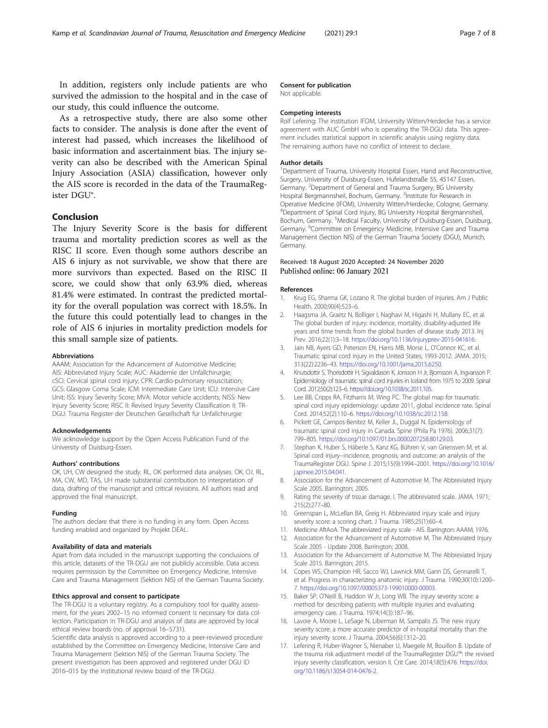In addition, registers only include patients are who survived the admission to the hospital and in the case of our study, this could influence the outcome.

As a retrospective study, there are also some other facts to consider. The analysis is done after the event of interest had passed, which increases the likelihood of basic information and ascertainment bias. The injury severity can also be described with the American Spinal Injury Association (ASIA) classification, however only the AIS score is recorded in the data of the TraumaRegister DGU®.

## Conclusion

The Injury Severity Score is the basis for different trauma and mortality prediction scores as well as the RISC II score. Even though some authors describe an AIS 6 injury as not survivable, we show that there are more survivors than expected. Based on the RISC II score, we could show that only 63.9% died, whereas 81.4% were estimated. In contrast the predicted mortality for the overall population was correct with 18.5%. In the future this could potentially lead to changes in the role of AIS 6 injuries in mortality prediction models for this small sample size of patients.

#### Abbreviations

AAAM: Association for the Advancement of Automotive Medicine; AIS: Abbreviated Injury Scale; AUC: Akademie der Unfallchirurgie; cSCI: Cervical spinal cord injury; CPR: Cardio-pulmonary resuscitation; GCS: Glasgow Coma Scale; ICM: Intermediate Care Unit; ICU: Intensive Care Unit; ISS: Injury Severity Score; MVA: Motor vehicle accidents; NISS: New Injury Severity Score; RISC II: Revised Injury Severity Classification II; TR-DGU: Trauma Register der Deutschen Gesellschaft für Unfallchirurgie

#### Acknowledgements

We acknowledge support by the Open Access Publication Fund of the University of Duisburg-Essen.

#### Authors' contributions

OK, UH, CW designed the study. RL, OK performed data analyses. OK, OJ, RL, MA, CW, MD, TAS, UH made substantial contribution to interpretation of data, drafting of the manuscript and critical revisions. All authors read and approved the final manuscript.

#### Funding

The authors declare that there is no funding in any form. Open Access funding enabled and organized by Projekt DEAL.

#### Availability of data and materials

Apart from data included in the manuscript supporting the conclusions of this article, datasets of the TR-DGU are not publicly accessible. Data access requires permission by the Committee on Emergency Medicine, Intensive Care and Trauma Management (Sektion NIS) of the German Trauma Society.

#### Ethics approval and consent to participate

The TR-DGU is a voluntary registry. As a compulsory tool for quality assessment, for the years 2002–15 no informed consent is necessary for data collection. Participation in TR-DGU and analysis of data are approved by local ethical review boards (no. of approval 16–5731).

Scientific data analysis is approved according to a peer-reviewed procedure established by the Committee on Emergency Medicine, Intensive Care and Trauma Management (Sektion NIS) of the German Trauma Society. The present investigation has been approved and registered under DGU ID 2016–015 by the institutional review board of the TR-DGU.

#### Consent for publication

Not applicable.

#### Competing interests

Rolf Lefering: The institution IFOM, University Witten/Herdecke has a service agreement with AUC GmbH who is operating the TR-DGU data. This agreement includes statistical support in scientific analysis using registry data. The remaining authors have no conflict of interest to declare.

#### Author details

[1]Department of Trauma, University Hospital Essen, Hand and Reconstructive, Surgery, University of Duisburg-Essen, Hufelandstraße 55, 45147 Essen, Germany. [2]Department of General and Trauma Surgery, BG University Hospital Bergmannsheil, Bochum, Germany. [3]Institute for Research in Operative Medicine (IFOM), University Witten/Herdecke, Cologne, Germany. [4]Department of Spinal Cord Injury, BG University Hospital Bergmannsheil, Bochum, Germany. [5]Medical Faculty, University of Duisburg-Essen, Duisburg, Germany. [6]Committee on Emergency Medicine, Intensive Care and Trauma Management (Section NIS) of the German Trauma Society (DGU), Munich, Germany.

Received: 18 August 2020 Accepted: 24 November 2020
Published online: 06 January 2021

#### References

1. Krug EG, Sharma GK, Lozano R. The global burden of injuries. Am J Public Health. 2000;90(4):523–6.
2. Haagsma JA, Graetz N, Bolliger I, Naghavi M, Higashi H, Mullany EC, et al. The global burden of injury: incidence, mortality, disability-adjusted life years and time trends from the global burden of disease study 2013. Inj Prev. 2016;22(1):3–18. https://doi.org/10.1136/injuryprev-2015-041616.
3. Jain NB, Ayers GD, Peterson EN, Harris MB, Morse L, O'Connor KC, et al. Traumatic spinal cord injury in the United States, 1993-2012. JAMA. 2015; 313(22):2236–43. https://doi.org/10.1001/jama.2015.6250.
4. Knutsdottir S, Thorisdottir H, Sigvaldason K, Jonsson H Jr, Bjornsson A, Ingvarsson P. Epidemiology of traumatic spinal cord injuries in Iceland from 1975 to 2009. Spinal Cord. 2012;50(2):123–6. https://doi.org/10.1038/sc.2011.105.
5. Lee BB, Cripps RA, Fitzharris M, Wing PC. The global map for traumatic spinal cord injury epidemiology: update 2011, global incidence rate. Spinal Cord. 2014;52(2):110–6. https://doi.org/10.1038/sc.2012.158.
6. Pickett GE, Campos-Benitez M, Keller JL, Duggal N. Epidemiology of traumatic spinal cord injury in Canada. Spine (Phila Pa 1976). 2006;31(7): 799–805. https://doi.org/10.1097/01.brs.0000207258.80129.03.
7. Stephan K, Huber S, Häberle S, Kanz KG, Bühren V, van Griensven M, et al. Spinal cord injury--incidence, prognosis, and outcome: an analysis of the TraumaRegister DGU. Spine J. 2015;15(9):1994–2001. https://doi.org/10.1016/j.spinee.2015.04.041.
8. Association for the Advancement of Automotive M. The Abbreviated Injury Scale 2005. Barrington; 2005.
9. Rating the severity of tissue damage. I. The abbreviated scale. JAMA. 1971; 215(2):277–80.
10. Greenspan L, McLellan BA, Greig H. Abbreviated injury scale and injury severity score: a scoring chart. J Trauma. 1985;25(1):60–4.
11. Medicine AftAoA. The abbreviated injury scale - AIS. Barrington: AAAM; 1976.
12. Association for the Advancement of Automotive M. The Abbreviated Injury Scale 2005 - Update 2008. Barrington; 2008.
13. Association for the Advancement of Automotive M. The Abbreviated Injury Scale 2015. Barrington; 2015.
14. Copes WS, Champion HR, Sacco WJ, Lawnick MM, Gann DS, Gennarelli T, et al. Progress in characterizing anatomic injury. J Trauma. 1990;30(10):1200–7. https://doi.org/10.1097/00005373-199010000-00003.
15. Baker SP, O'Neill B, Haddon W Jr, Long WB. The injury severity score: a method for describing patients with multiple injuries and evaluating emergency care. J Trauma. 1974;14(3):187–96.
16. Lavoie A, Moore L, LeSage N, Liberman M, Sampalis JS. The new injury severity score: a more accurate predictor of in-hospital mortality than the injury severity score. J Trauma. 2004;56(6):1312–20.
17. Lefering R, Huber-Wagner S, Nienaber U, Maegele M, Bouillon B. Update of the trauma risk adjustment model of the TraumaRegister DGU™: the revised injury severity classification, version II. Crit Care. 2014;18(5):476. https://doi.org/10.1186/s13054-014-0476-2.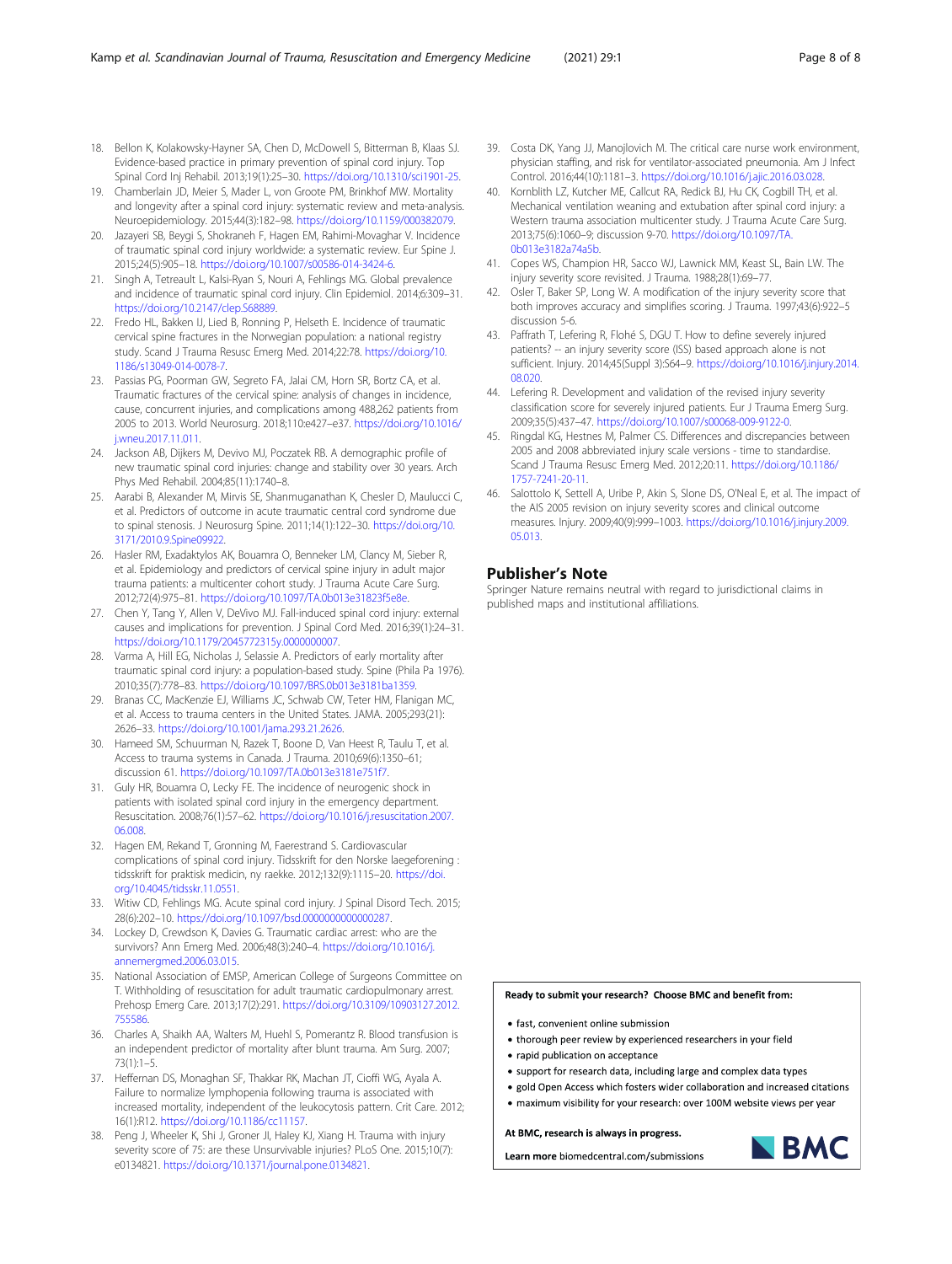18. Bellon K, Kolakowsky-Hayner SA, Chen D, McDowell S, Bitterman B, Klaas SJ. Evidence-based practice in primary prevention of spinal cord injury. Top Spinal Cord Inj Rehabil. 2013;19(1):25–30. https://doi.org/10.1310/sci1901-25.
19. Chamberlain JD, Meier S, Mader L, von Groote PM, Brinkhof MW. Mortality and longevity after a spinal cord injury: systematic review and meta-analysis. Neuroepidemiology. 2015;44(3):182–98. https://doi.org/10.1159/000382079.
20. Jazayeri SB, Beygi S, Shokraneh F, Hagen EM, Rahimi-Movaghar V. Incidence of traumatic spinal cord injury worldwide: a systematic review. Eur Spine J. 2015;24(5):905–18. https://doi.org/10.1007/s00586-014-3424-6.
21. Singh A, Tetreault L, Kalsi-Ryan S, Nouri A, Fehlings MG. Global prevalence and incidence of traumatic spinal cord injury. Clin Epidemiol. 2014;6:309–31. https://doi.org/10.2147/clep.S68889.
22. Fredo HL, Bakken IJ, Lied B, Ronning P, Helseth E. Incidence of traumatic cervical spine fractures in the Norwegian population: a national registry study. Scand J Trauma Resusc Emerg Med. 2014;22:78. https://doi.org/10.1186/s13049-014-0078-7.
23. Passias PG, Poorman GW, Segreto FA, Jalai CM, Horn SR, Bortz CA, et al. Traumatic fractures of the cervical spine: analysis of changes in incidence, cause, concurrent injuries, and complications among 488,262 patients from 2005 to 2013. World Neurosurg. 2018;110:e427–e37. https://doi.org/10.1016/j.wneu.2017.11.011.
24. Jackson AB, Dijkers M, Devivo MJ, Poczatek RB. A demographic profile of new traumatic spinal cord injuries: change and stability over 30 years. Arch Phys Med Rehabil. 2004;85(11):1740–8.
25. Aarabi B, Alexander M, Mirvis SE, Shanmuganathan K, Chesler D, Maulucci C, et al. Predictors of outcome in acute traumatic central cord syndrome due to spinal stenosis. J Neurosurg Spine. 2011;14(1):122–30. https://doi.org/10.3171/2010.9.Spine09922.
26. Hasler RM, Exadaktylos AK, Bouamra O, Benneker LM, Clancy M, Sieber R, et al. Epidemiology and predictors of cervical spine injury in adult major trauma patients: a multicenter cohort study. J Trauma Acute Care Surg. 2012;72(4):975–81. https://doi.org/10.1097/TA.0b013e31823f5e8e.
27. Chen Y, Tang Y, Allen V, DeVivo MJ. Fall-induced spinal cord injury: external causes and implications for prevention. J Spinal Cord Med. 2016;39(1):24–31. https://doi.org/10.1179/2045772315y.0000000007.
28. Varma A, Hill EG, Nicholas J, Selassie A. Predictors of early mortality after traumatic spinal cord injury: a population-based study. Spine (Phila Pa 1976). 2010;35(7):778–83. https://doi.org/10.1097/BRS.0b013e3181ba1359.
29. Branas CC, MacKenzie EJ, Williams JC, Schwab CW, Teter HM, Flanigan MC, et al. Access to trauma centers in the United States. JAMA. 2005;293(21):2626–33. https://doi.org/10.1001/jama.293.21.2626.
30. Hameed SM, Schuurman N, Razek T, Boone D, Van Heest R, Taulu T, et al. Access to trauma systems in Canada. J Trauma. 2010;69(6):1350–61; discussion 61. https://doi.org/10.1097/TA.0b013e3181e751f7.
31. Guly HR, Bouamra O, Lecky FE. The incidence of neurogenic shock in patients with isolated spinal cord injury in the emergency department. Resuscitation. 2008;76(1):57–62. https://doi.org/10.1016/j.resuscitation.2007.06.008.
32. Hagen EM, Rekand T, Gronning M, Faerestrand S. Cardiovascular complications of spinal cord injury. Tidsskrift for den Norske laegeforening : tidsskrift for praktisk medicin, ny raekke. 2012;132(9):1115–20. https://doi.org/10.4045/tidsskr.11.0551.
33. Witiw CD, Fehlings MG. Acute spinal cord injury. J Spinal Disord Tech. 2015;28(6):202–10. https://doi.org/10.1097/bsd.0000000000000287.
34. Lockey D, Crewdson K, Davies G. Traumatic cardiac arrest: who are the survivors? Ann Emerg Med. 2006;48(3):240–4. https://doi.org/10.1016/j.annemergmed.2006.03.015.
35. National Association of EMSP, American College of Surgeons Committee on T. Withholding of resuscitation for adult traumatic cardiopulmonary arrest. Prehosp Emerg Care. 2013;17(2):291. https://doi.org/10.3109/10903127.2012.755586.
36. Charles A, Shaikh AA, Walters M, Huehl S, Pomerantz R. Blood transfusion is an independent predictor of mortality after blunt trauma. Am Surg. 2007;73(1):1–5.
37. Heffernan DS, Monaghan SF, Thakkar RK, Machan JT, Cioffi WG, Ayala A. Failure to normalize lymphopenia following trauma is associated with increased mortality, independent of the leukocytosis pattern. Crit Care. 2012;16(1):R12. https://doi.org/10.1186/cc11157.
38. Peng J, Wheeler K, Shi J, Groner JI, Haley KJ, Xiang H. Trauma with injury severity score of 75: are these Unsurvivable injuries? PLoS One. 2015;10(7):e0134821. https://doi.org/10.1371/journal.pone.0134821.
39. Costa DK, Yang JJ, Manojlovich M. The critical care nurse work environment, physician staffing, and risk for ventilator-associated pneumonia. Am J Infect Control. 2016;44(10):1181–3. https://doi.org/10.1016/j.ajic.2016.03.028.
40. Kornblith LZ, Kutcher ME, Callcut RA, Redick BJ, Hu CK, Cogbill TH, et al. Mechanical ventilation weaning and extubation after spinal cord injury: a Western trauma association multicenter study. J Trauma Acute Care Surg. 2013;75(6):1060–9; discussion 9-70. https://doi.org/10.1097/TA.0b013e3182a74a5b.
41. Copes WS, Champion HR, Sacco WJ, Lawnick MM, Keast SL, Bain LW. The injury severity score revisited. J Trauma. 1988;28(1):69–77.
42. Osler T, Baker SP, Long W. A modification of the injury severity score that both improves accuracy and simplifies scoring. J Trauma. 1997;43(6):922–5 discussion 5-6.
43. Paffrath T, Lefering R, Flohé S, DGU T. How to define severely injured patients? -- an injury severity score (ISS) based approach alone is not sufficient. Injury. 2014;45(Suppl 3):S64–9. https://doi.org/10.1016/j.injury.2014.08.020.
44. Lefering R. Development and validation of the revised injury severity classification score for severely injured patients. Eur J Trauma Emerg Surg. 2009;35(5):437–47. https://doi.org/10.1007/s00068-009-9122-0.
45. Ringdal KG, Hestnes M, Palmer CS. Differences and discrepancies between 2005 and 2008 abbreviated injury scale versions - time to standardise. Scand J Trauma Resusc Emerg Med. 2012;20:11. https://doi.org/10.1186/1757-7241-20-11.
46. Salottolo K, Settell A, Uribe P, Akin S, Slone DS, O'Neal E, et al. The impact of the AIS 2005 revision on injury severity scores and clinical outcome measures. Injury. 2009;40(9):999–1003. https://doi.org/10.1016/j.injury.2009.05.013.

## Publisher's Note

Springer Nature remains neutral with regard to jurisdictional claims in published maps and institutional affiliations.

**Ready to submit your research? Choose BMC and benefit from:**

- fast, convenient online submission
- thorough peer review by experienced researchers in your field
- rapid publication on acceptance
- support for research data, including large and complex data types
- gold Open Access which fosters wider collaboration and increased citations
- maximum visibility for your research: over 100M website views per year

**At BMC, research is always in progress.**

**Learn more** biomedcentral.com/submissions